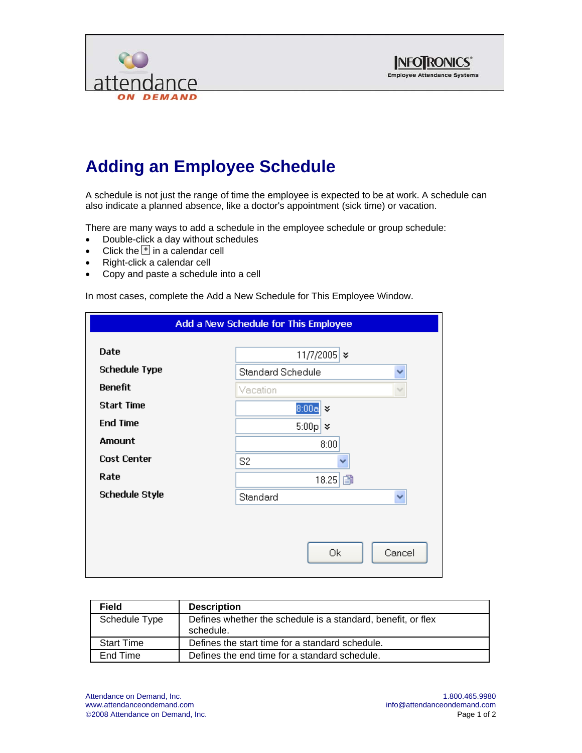# Adding an Employee Schedule

A schedule is not just the range of time the employee is expected to be at work. A schedule can also indicate a planned absence, like a doctor's appointment (sick time) or vacation.

There are many ways to add a schedule in the employee schedule or group schedule:

- Double-click a day without schedules
- Click the [+] in a calendar cell
- Right-click a calendar cell
- Copy and paste a schedule into a cell

In most cases, complete the Add a New Schedule for This Employee Window.

**Add a New Schedule for This Employee**

| | |
|---|---|
| Date | 11/7/2005 |
| Schedule Type | Standard Schedule |
| Benefit | Vacation |
| Start Time | 8:00a |
| End Time | 5:00p |
| Amount | 8:00 |
| Cost Center | S2 |
| Rate | 18.25 |
| Schedule Style | Standard |

Ok | Cancel

| Field | Description |
|---|---|
| Schedule Type | Defines whether the schedule is a standard, benefit, or flex schedule. |
| Start Time | Defines the start time for a standard schedule. |
| End Time | Defines the end time for a standard schedule. |

Attendance on Demand, Inc.
www.attendanceondemand.com
©2008 Attendance on Demand, Inc.

1.800.465.9980
info@attendanceondemand.com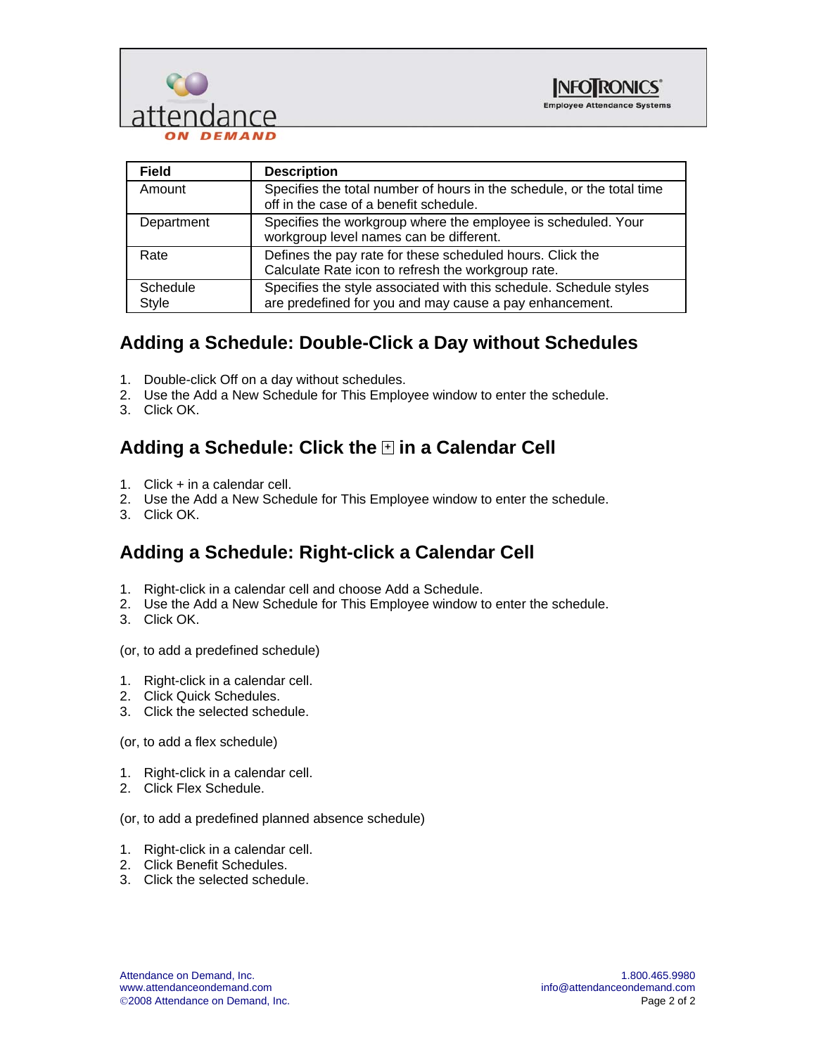| Field | Description |
|---|---|
| Amount | Specifies the total number of hours in the schedule, or the total time off in the case of a benefit schedule. |
| Department | Specifies the workgroup where the employee is scheduled. Your workgroup level names can be different. |
| Rate | Defines the pay rate for these scheduled hours. Click the Calculate Rate icon to refresh the workgroup rate. |
| Schedule Style | Specifies the style associated with this schedule. Schedule styles are predefined for you and may cause a pay enhancement. |

## Adding a Schedule: Double-Click a Day without Schedules

1. Double-click Off on a day without schedules.
2. Use the Add a New Schedule for This Employee window to enter the schedule.
3. Click OK.

## Adding a Schedule: Click the + in a Calendar Cell

1. Click + in a calendar cell.
2. Use the Add a New Schedule for This Employee window to enter the schedule.
3. Click OK.

## Adding a Schedule: Right-click a Calendar Cell

1. Right-click in a calendar cell and choose Add a Schedule.
2. Use the Add a New Schedule for This Employee window to enter the schedule.
3. Click OK.

(or, to add a predefined schedule)

1. Right-click in a calendar cell.
2. Click Quick Schedules.
3. Click the selected schedule.

(or, to add a flex schedule)

1. Right-click in a calendar cell.
2. Click Flex Schedule.

(or, to add a predefined planned absence schedule)

1. Right-click in a calendar cell.
2. Click Benefit Schedules.
3. Click the selected schedule.

Attendance on Demand, Inc.
www.attendanceondemand.com
©2008 Attendance on Demand, Inc.

1.800.465.9980
info@attendanceondemand.com